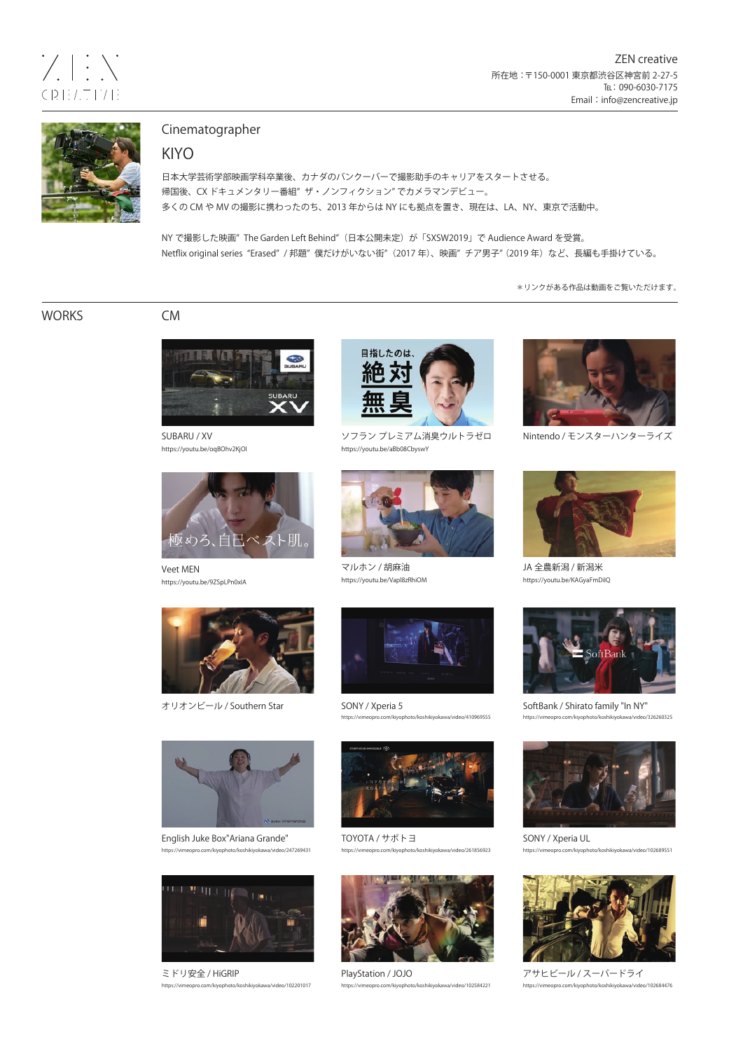ZEN creative
所在地：〒150-0001 東京都渋谷区神宮前 2-27-5
Tel：090-6030-7175
Email：info@zencreative.jp

Cinematographer

# KIYO

日本大学芸術学部映画学科卒業後、カナダのバンクーバーで撮影助手のキャリアをスタートさせる。
帰国後、CX ドキュメンタリー番組”ザ・ノンフィクション”でカメラマンデビュー。
多くの CM や MV の撮影に携わったのち、2013 年からは NY にも拠点を置き、現在は、LA、NY、東京で活動中。

NY で撮影した映画”The Garden Left Behind”（日本公開未定）が「SXSW2019」で Audience Award を受賞。
Netflix original series “Erased” / 邦題”僕だけがいない街”（2017 年）、映画”チア男子”（2019 年）など、長編も手掛けている。

＊リンクがある作品は動画をご覧いただけます。

## WORKS

### CM

SUBARU / XV
https://youtu.be/oqBOhv2KjOI

ソフラン プレミアム消臭ウルトラゼロ
https://youtu.be/aBb08CbyswY

Nintendo / モンスターハンターライズ

Veet MEN
https://youtu.be/9ZSpLPn0xlA

マルホン / 胡麻油
https://youtu.be/Vapl8zRhiOM

JA 全農新潟 / 新潟米
https://youtu.be/KAGyaFmDilQ

オリオンビール / Southern Star

SONY / Xperia 5
https://vimeopro.com/kiyophoto/koshikiyokawa/video/410969555

SoftBank / Shirato family "In NY"
https://vimeopro.com/kiyophoto/koshikiyokawa/video/326260325

English Juke Box"Ariana Grande"
https://vimeopro.com/kiyophoto/koshikiyokawa/video/247269431

TOYOTA / サポトヨ
https://vimeopro.com/kiyophoto/koshikiyokawa/video/261856923

SONY / Xperia UL
https://vimeopro.com/kiyophoto/koshikiyokawa/video/102689551

ミドリ安全 / HiGRIP
https://vimeopro.com/kiyophoto/koshikiyokawa/video/102201017

PlayStation / JOJO
https://vimeopro.com/kiyophoto/koshikiyokawa/video/102584221

アサヒビール / スーパードライ
https://vimeopro.com/kiyophoto/koshikiyokawa/video/102684476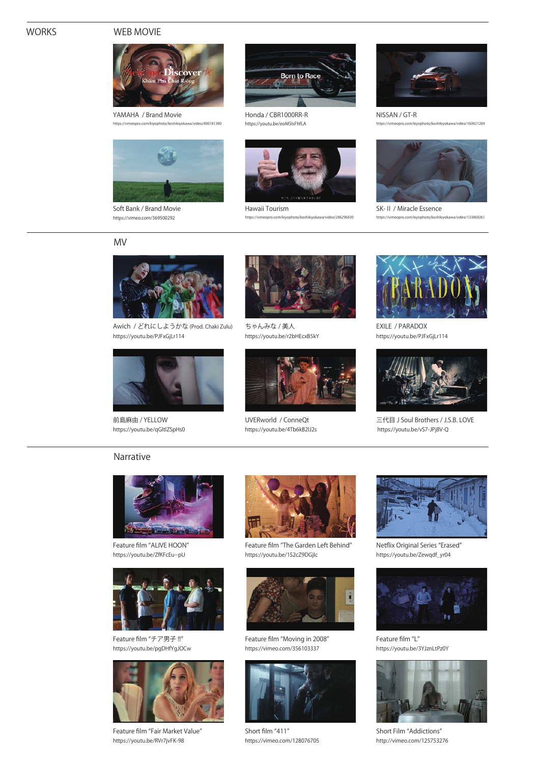# WORKS

## WEB MOVIE

YAMAHA / Brand Movie
https://vimeopro.com/kiyophoto/koshikiyokawa/video/400181380

Honda / CBR1000RR-R
https://youtu.be/eoM5lsFhfLA

NISSAN / GT-R
https://vimeopro.com/kiyophoto/koshikiyokawa/video/160421284

Soft Bank / Brand Movie
https://vimeo.com/369500292

Hawaii Tourism
https://vimeopro.com/kiyophoto/koshikiyokawa/video/286296830

SK- II / Miracle Essence
https://vimeopro.com/kiyophoto/koshikiyokawa/video/133869261

## MV

Awich / どれにしようかな (Prod. Chaki Zulu)
https://youtu.be/PJFxGjLr114

ちゃんみな / 美人
https://youtu.be/r2bHEcxB5kY

EXILE / PARADOX
https://youtu.be/PJFxGjLr114

前島麻由 / YELLOW
https://youtu.be/qGltlZSpHs0

UVERworld / ConneQt
https://youtu.be/4Tb6kB2lJ2s

三代目 J Soul Brothers / J.S.B. LOVE
https://youtu.be/vS7-JPj8V-Q

## Narrative

Feature film "ALIVE HOON"
https://youtu.be/ZfKFcEu--pU

Feature film "The Garden Left Behind"
https://youtu.be/1S2cZ9DGjlc

Netflix Original Series "Erased"
https://youtu.be/Zewqdf_yr04

Feature film "チア男子 !!"
https://youtu.be/pgDHfYgJOCw

Feature film "Moving in 2008"
https://vimeo.com/356103337

Feature film "L"
https://youtu.be/3YJznLtPz0Y

Feature film "Fair Market Value"
https://youtu.be/RVr7jvFK-98

Short film "411"
https://vimeo.com/128076705

Short Film "Addictions"
http://vimeo.com/125753276